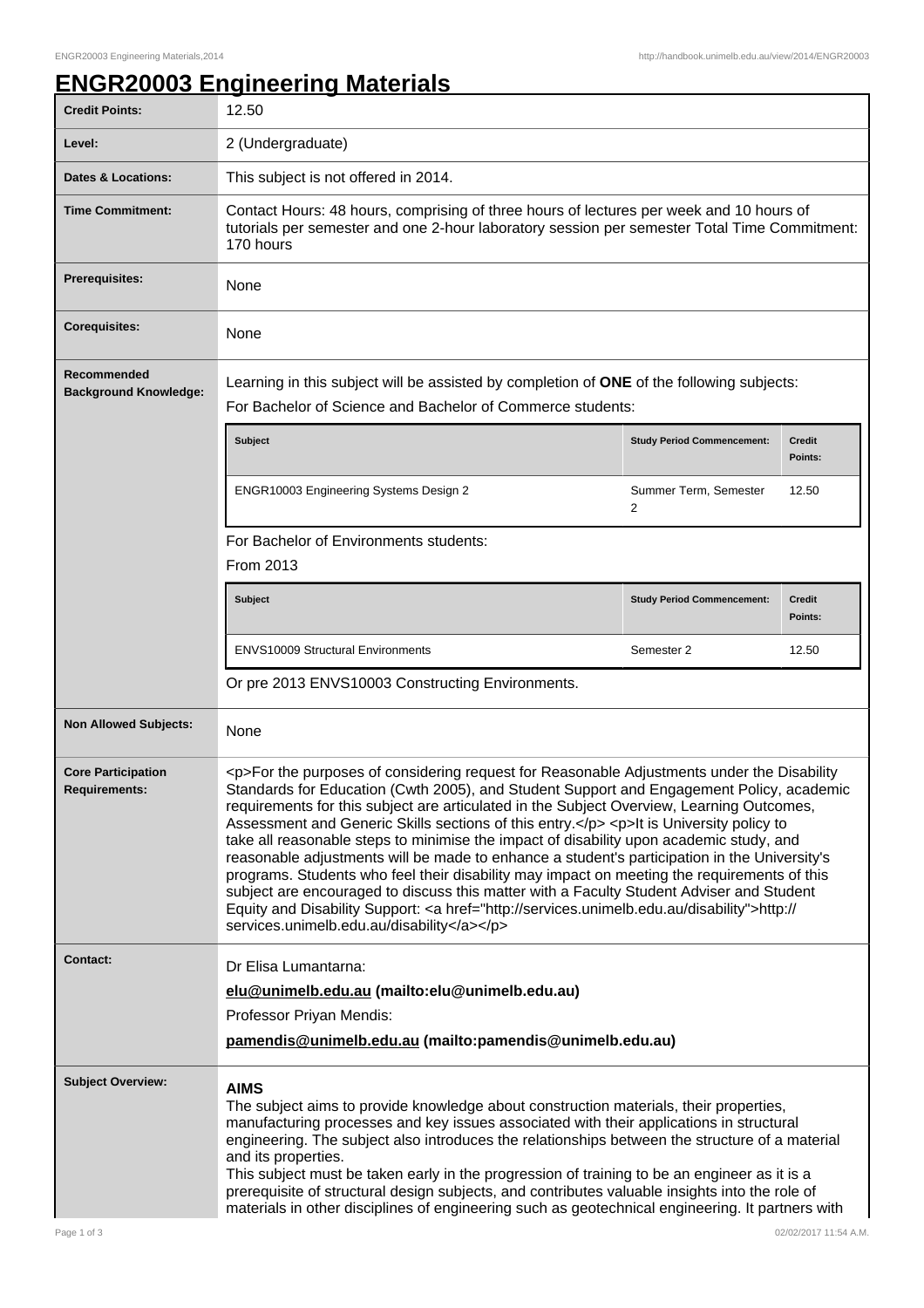# ENGR20003 Engineering Materials

| | |
|---|---|
| **Credit Points:** | 12.50 |
| **Level:** | 2 (Undergraduate) |
| **Dates & Locations:** | This subject is not offered in 2014. |
| **Time Commitment:** | Contact Hours: 48 hours, comprising of three hours of lectures per week and 10 hours of tutorials per semester and one 2-hour laboratory session per semester Total Time Commitment: 170 hours |
| **Prerequisites:** | None |
| **Corequisites:** | None |
| **Recommended Background Knowledge:** | Learning in this subject will be assisted by completion of **ONE** of the following subjects:<br>For Bachelor of Science and Bachelor of Commerce students:<br>**Subject** / **Study Period Commencement:** / **Credit Points:**<br>ENGR10003 Engineering Systems Design 2 / Summer Term, Semester 2 / 12.50<br>For Bachelor of Environments students:<br>From 2013<br>**Subject** / **Study Period Commencement:** / **Credit Points:**<br>ENVS10009 Structural Environments / Semester 2 / 12.50<br>Or pre 2013 ENVS10003 Constructing Environments. |
| **Non Allowed Subjects:** | None |
| **Core Participation Requirements:** | <p>For the purposes of considering request for Reasonable Adjustments under the Disability Standards for Education (Cwth 2005), and Student Support and Engagement Policy, academic requirements for this subject are articulated in the Subject Overview, Learning Outcomes, Assessment and Generic Skills sections of this entry.</p> <p>It is University policy to take all reasonable steps to minimise the impact of disability upon academic study, and reasonable adjustments will be made to enhance a student's participation in the University's programs. Students who feel their disability may impact on meeting the requirements of this subject are encouraged to discuss this matter with a Faculty Student Adviser and Student Equity and Disability Support: <a href="http://services.unimelb.edu.au/disability">http://services.unimelb.edu.au/disability</a></p> |
| **Contact:** | Dr Elisa Lumantarna:<br>**elu@unimelb.edu.au (mailto:elu@unimelb.edu.au)**<br>Professor Priyan Mendis:<br>**pamendis@unimelb.edu.au (mailto:pamendis@unimelb.edu.au)** |
| **Subject Overview:** | **AIMS**<br>The subject aims to provide knowledge about construction materials, their properties, manufacturing processes and key issues associated with their applications in structural engineering. The subject also introduces the relationships between the structure of a material and its properties.<br>This subject must be taken early in the progression of training to be an engineer as it is a prerequisite of structural design subjects, and contributes valuable insights into the role of materials in other disciplines of engineering such as geotechnical engineering. It partners with |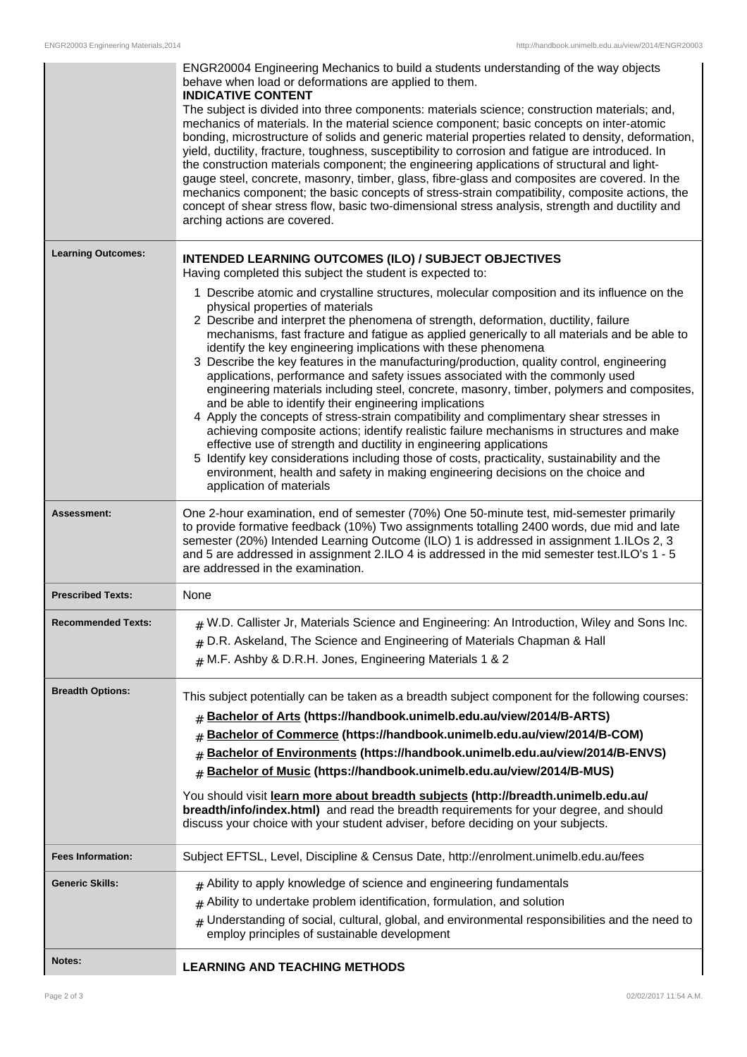|  |  |
| --- | --- |
|  | ENGR20004 Engineering Mechanics to build a students understanding of the way objects behave when load or deformations are applied to them.<br>**INDICATIVE CONTENT**<br>The subject is divided into three components: materials science; construction materials; and, mechanics of materials. In the material science component; basic concepts on inter-atomic bonding, microstructure of solids and generic material properties related to density, deformation, yield, ductility, fracture, toughness, susceptibility to corrosion and fatigue are introduced. In the construction materials component; the engineering applications of structural and light-gauge steel, concrete, masonry, timber, glass, fibre-glass and composites are covered. In the mechanics component; the basic concepts of stress-strain compatibility, composite actions, the concept of shear stress flow, basic two-dimensional stress analysis, strength and ductility and arching actions are covered. |
| **Learning Outcomes:** | **INTENDED LEARNING OUTCOMES (ILO) / SUBJECT OBJECTIVES**<br>Having completed this subject the student is expected to:<br>1 Describe atomic and crystalline structures, molecular composition and its influence on the physical properties of materials<br>2 Describe and interpret the phenomena of strength, deformation, ductility, failure mechanisms, fast fracture and fatigue as applied generically to all materials and be able to identify the key engineering implications with these phenomena<br>3 Describe the key features in the manufacturing/production, quality control, engineering applications, performance and safety issues associated with the commonly used engineering materials including steel, concrete, masonry, timber, polymers and composites, and be able to identify their engineering implications<br>4 Apply the concepts of stress-strain compatibility and complimentary shear stresses in achieving composite actions; identify realistic failure mechanisms in structures and make effective use of strength and ductility in engineering applications<br>5 Identify key considerations including those of costs, practicality, sustainability and the environment, health and safety in making engineering decisions on the choice and application of materials |
| **Assessment:** | One 2-hour examination, end of semester (70%) One 50-minute test, mid-semester primarily to provide formative feedback (10%) Two assignments totalling 2400 words, due mid and late semester (20%) Intended Learning Outcome (ILO) 1 is addressed in assignment 1.ILOs 2, 3 and 5 are addressed in assignment 2.ILO 4 is addressed in the mid semester test.ILO's 1 - 5 are addressed in the examination. |
| **Prescribed Texts:** | None |
| **Recommended Texts:** | # W.D. Callister Jr, Materials Science and Engineering: An Introduction, Wiley and Sons Inc.<br># D.R. Askeland, The Science and Engineering of Materials Chapman & Hall<br># M.F. Ashby & D.R.H. Jones, Engineering Materials 1 & 2 |
| **Breadth Options:** | This subject potentially can be taken as a breadth subject component for the following courses:<br># **Bachelor of Arts (https://handbook.unimelb.edu.au/view/2014/B-ARTS)**<br># **Bachelor of Commerce (https://handbook.unimelb.edu.au/view/2014/B-COM)**<br># **Bachelor of Environments (https://handbook.unimelb.edu.au/view/2014/B-ENVS)**<br># **Bachelor of Music (https://handbook.unimelb.edu.au/view/2014/B-MUS)**<br>You should visit **learn more about breadth subjects (http://breadth.unimelb.edu.au/breadth/info/index.html)** and read the breadth requirements for your degree, and should discuss your choice with your student adviser, before deciding on your subjects. |
| **Fees Information:** | Subject EFTSL, Level, Discipline & Census Date, http://enrolment.unimelb.edu.au/fees |
| **Generic Skills:** | # Ability to apply knowledge of science and engineering fundamentals<br># Ability to undertake problem identification, formulation, and solution<br># Understanding of social, cultural, global, and environmental responsibilities and the need to employ principles of sustainable development |
| **Notes:** | **LEARNING AND TEACHING METHODS** |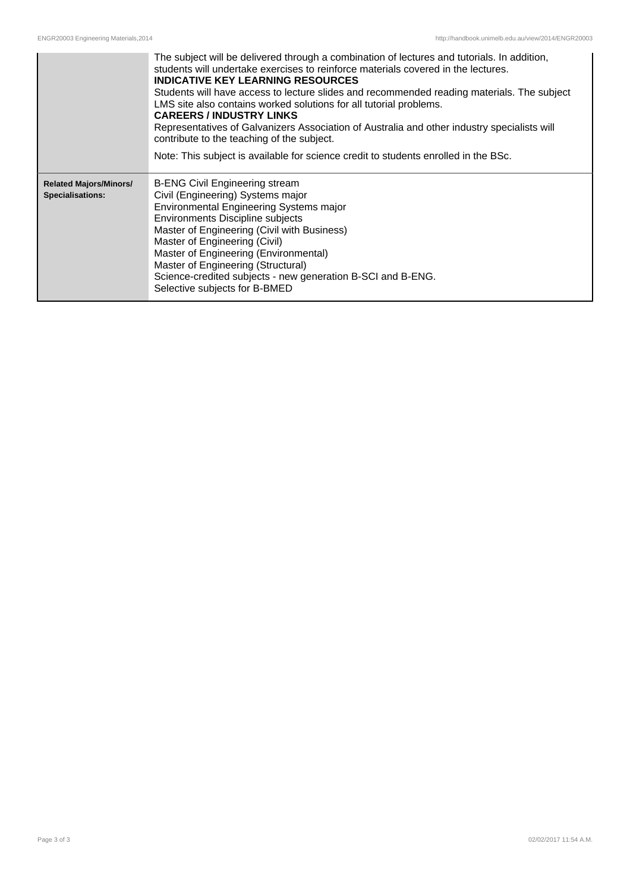| | |
|---|---|
| | The subject will be delivered through a combination of lectures and tutorials. In addition, students will undertake exercises to reinforce materials covered in the lectures.<br>**INDICATIVE KEY LEARNING RESOURCES**<br>Students will have access to lecture slides and recommended reading materials. The subject LMS site also contains worked solutions for all tutorial problems.<br>**CAREERS / INDUSTRY LINKS**<br>Representatives of Galvanizers Association of Australia and other industry specialists will contribute to the teaching of the subject.<br><br>Note: This subject is available for science credit to students enrolled in the BSc. |
| **Related Majors/Minors/ Specialisations:** | B-ENG Civil Engineering stream<br>Civil (Engineering) Systems major<br>Environmental Engineering Systems major<br>Environments Discipline subjects<br>Master of Engineering (Civil with Business)<br>Master of Engineering (Civil)<br>Master of Engineering (Environmental)<br>Master of Engineering (Structural)<br>Science-credited subjects - new generation B-SCI and B-ENG.<br>Selective subjects for B-BMED |